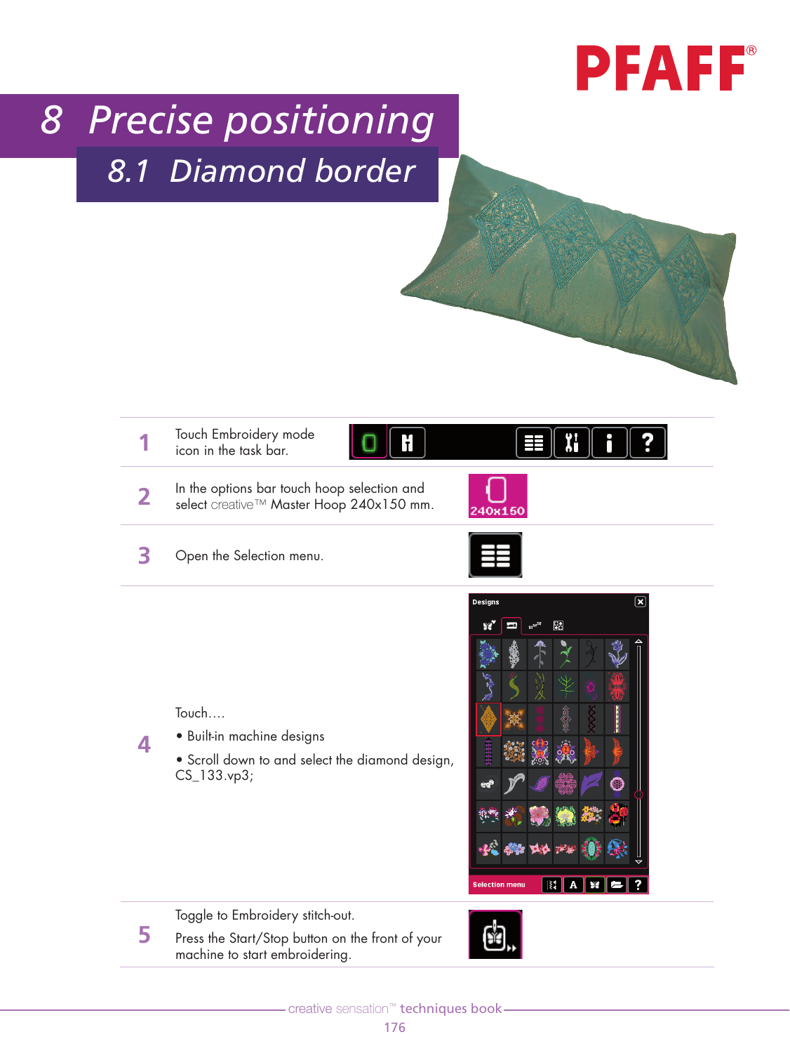# 8 Precise positioning

## 8.1 Diamond border

| | |
|---|---|
| 1 | Touch Embroidery mode icon in the task bar. |
| 2 | In the options bar touch hoop selection and select creative™ Master Hoop 240x150 mm. |
| 3 | Open the Selection menu. |
| 4 | Touch….<br>• Built-in machine designs<br>• Scroll down to and select the diamond design, CS_133.vp3; |
| 5 | Toggle to Embroidery stitch-out.<br>Press the Start/Stop button on the front of your machine to start embroidering. |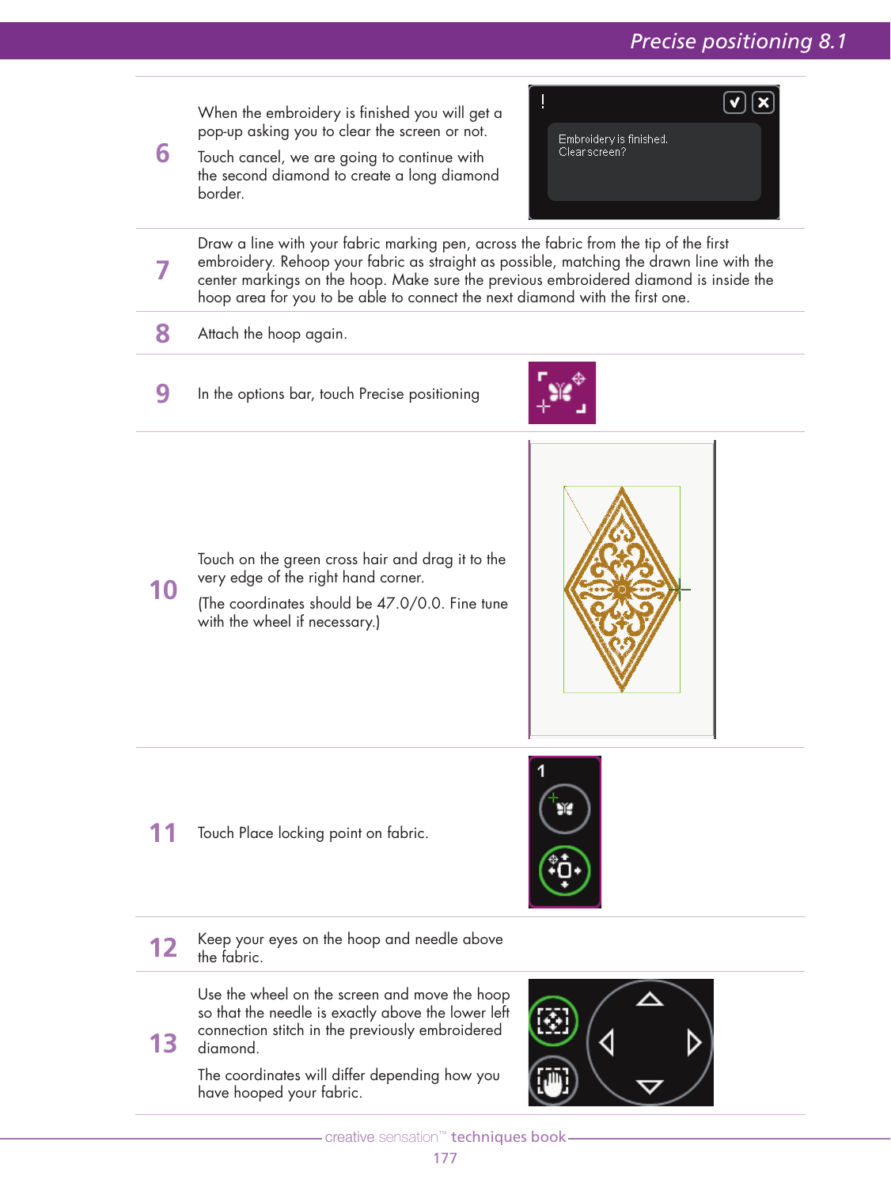6. When the embroidery is finished you will get a pop-up asking you to clear the screen or not.

   Touch cancel, we are going to continue with the second diamond to create a long diamond border.

7. Draw a line with your fabric marking pen, across the fabric from the tip of the first embroidery. Rehoop your fabric as straight as possible, matching the drawn line with the center markings on the hoop. Make sure the previous embroidered diamond is inside the hoop area for you to be able to connect the next diamond with the first one.

8. Attach the hoop again.

9. In the options bar, touch Precise positioning

10. Touch on the green cross hair and drag it to the very edge of the right hand corner.

    (The coordinates should be 47.0/0.0. Fine tune with the wheel if necessary.)

11. Touch Place locking point on fabric.

12. Keep your eyes on the hoop and needle above the fabric.

13. Use the wheel on the screen and move the hoop so that the needle is exactly above the lower left connection stitch in the previously embroidered diamond.

    The coordinates will differ depending how you have hooped your fabric.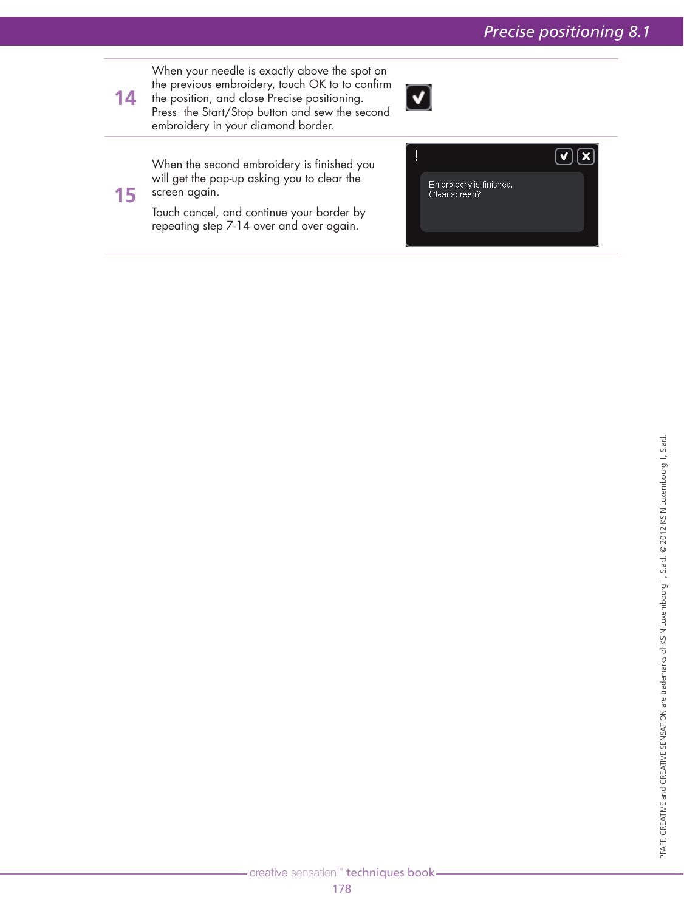**14** When your needle is exactly above the spot on the previous embroidery, touch OK to to confirm the position, and close Precise positioning. Press the Start/Stop button and sew the second embroidery in your diamond border.

**15** When the second embroidery is finished you will get the pop-up asking you to clear the screen again.

Touch cancel, and continue your border by repeating step 7-14 over and over again.

Embroidery is finished. Clear screen?